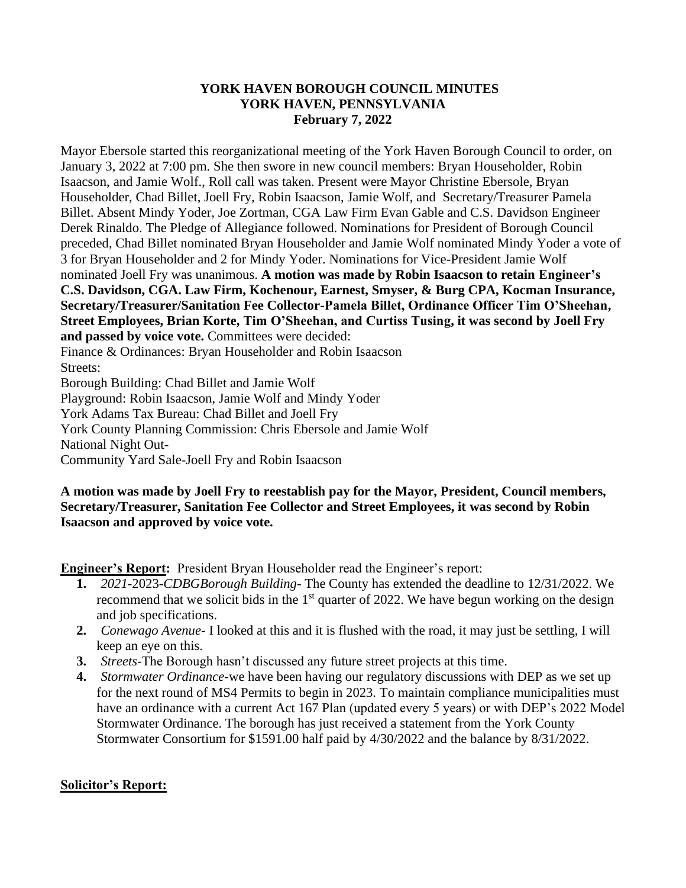# YORK HAVEN BOROUGH COUNCIL MINUTES
## YORK HAVEN, PENNSYLVANIA
### February 7, 2022

Mayor Ebersole started this reorganizational meeting of the York Haven Borough Council to order, on January 3, 2022 at 7:00 pm. She then swore in new council members: Bryan Householder, Robin Isaacson, and Jamie Wolf., Roll call was taken. Present were Mayor Christine Ebersole, Bryan Householder, Chad Billet, Joell Fry, Robin Isaacson, Jamie Wolf, and Secretary/Treasurer Pamela Billet. Absent Mindy Yoder, Joe Zortman, CGA Law Firm Evan Gable and C.S. Davidson Engineer Derek Rinaldo. The Pledge of Allegiance followed. Nominations for President of Borough Council preceded, Chad Billet nominated Bryan Householder and Jamie Wolf nominated Mindy Yoder a vote of 3 for Bryan Householder and 2 for Mindy Yoder. Nominations for Vice-President Jamie Wolf nominated Joell Fry was unanimous. **A motion was made by Robin Isaacson to retain Engineer's C.S. Davidson, CGA. Law Firm, Kochenour, Earnest, Smyser, & Burg CPA, Kocman Insurance, Secretary/Treasurer/Sanitation Fee Collector-Pamela Billet, Ordinance Officer Tim O'Sheehan, Street Employees, Brian Korte, Tim O'Sheehan, and Curtiss Tusing, it was second by Joell Fry and passed by voice vote.** Committees were decided:

Finance & Ordinances: Bryan Householder and Robin Isaacson
Streets:
Borough Building: Chad Billet and Jamie Wolf
Playground: Robin Isaacson, Jamie Wolf and Mindy Yoder
York Adams Tax Bureau: Chad Billet and Joell Fry
York County Planning Commission: Chris Ebersole and Jamie Wolf
National Night Out-
Community Yard Sale-Joell Fry and Robin Isaacson

**A motion was made by Joell Fry to reestablish pay for the Mayor, President, Council members, Secretary/Treasurer, Sanitation Fee Collector and Street Employees, it was second by Robin Isaacson and approved by voice vote.**

**Engineer's Report:** President Bryan Householder read the Engineer's report:

1. *2021*-2023-*CDBGBorough Building*- The County has extended the deadline to 12/31/2022. We recommend that we solicit bids in the 1st quarter of 2022. We have begun working on the design and job specifications.
2. *Conewago Avenue*- I looked at this and it is flushed with the road, it may just be settling, I will keep an eye on this.
3. *Streets*-The Borough hasn't discussed any future street projects at this time.
4. *Stormwater Ordinance*-we have been having our regulatory discussions with DEP as we set up for the next round of MS4 Permits to begin in 2023. To maintain compliance municipalities must have an ordinance with a current Act 167 Plan (updated every 5 years) or with DEP's 2022 Model Stormwater Ordinance. The borough has just received a statement from the York County Stormwater Consortium for $1591.00 half paid by 4/30/2022 and the balance by 8/31/2022.

**Solicitor's Report:**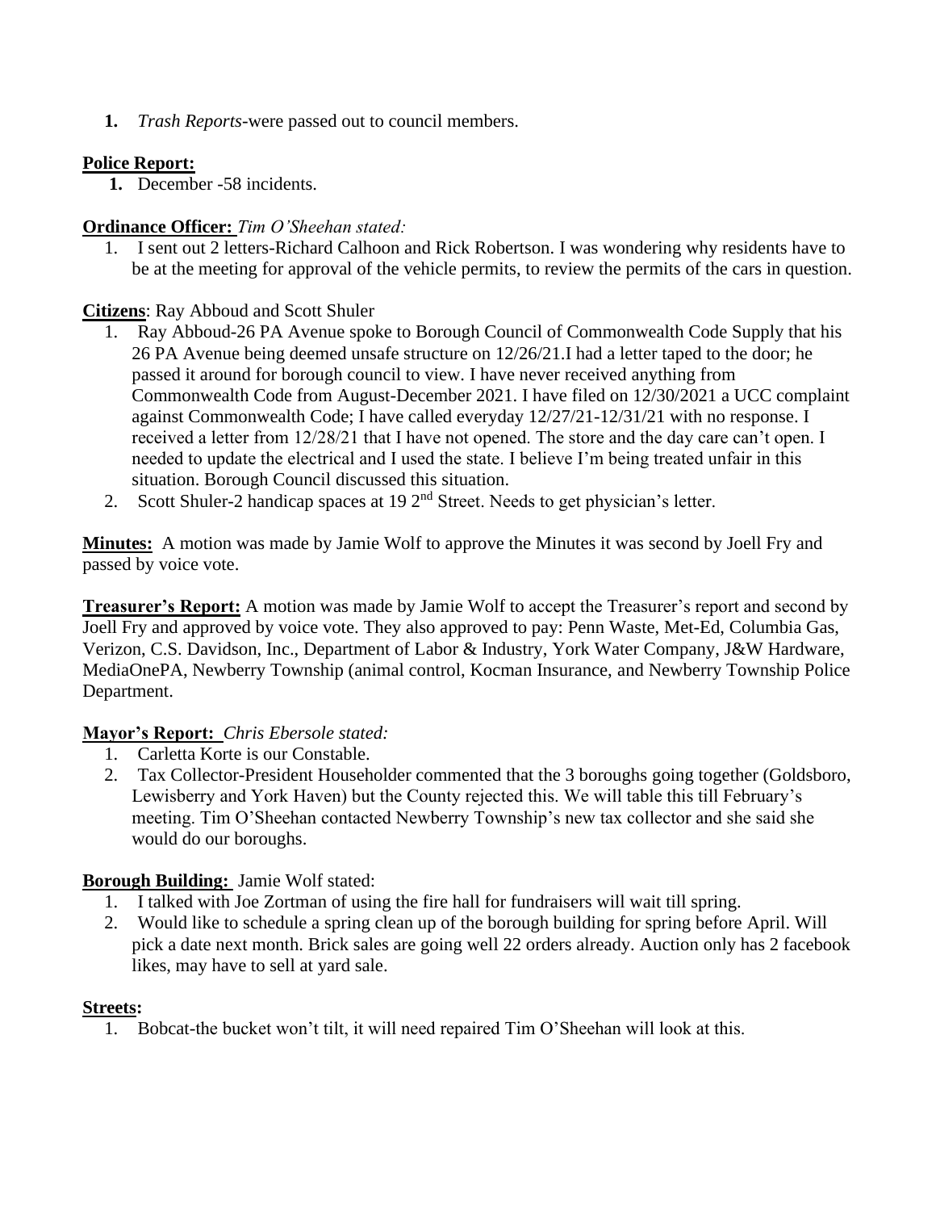1. *Trash Reports*-were passed out to council members.

**Police Report:**

1. December -58 incidents.

**Ordinance Officer:** *Tim O'Sheehan stated:*

1. I sent out 2 letters-Richard Calhoon and Rick Robertson. I was wondering why residents have to be at the meeting for approval of the vehicle permits, to review the permits of the cars in question.

**Citizens**: Ray Abboud and Scott Shuler

1. Ray Abboud-26 PA Avenue spoke to Borough Council of Commonwealth Code Supply that his 26 PA Avenue being deemed unsafe structure on 12/26/21.I had a letter taped to the door; he passed it around for borough council to view. I have never received anything from Commonwealth Code from August-December 2021. I have filed on 12/30/2021 a UCC complaint against Commonwealth Code; I have called everyday 12/27/21-12/31/21 with no response. I received a letter from 12/28/21 that I have not opened. The store and the day care can't open. I needed to update the electrical and I used the state. I believe I'm being treated unfair in this situation. Borough Council discussed this situation.
2. Scott Shuler-2 handicap spaces at 19 2nd Street. Needs to get physician's letter.

**Minutes:** A motion was made by Jamie Wolf to approve the Minutes it was second by Joell Fry and passed by voice vote.

**Treasurer's Report:** A motion was made by Jamie Wolf to accept the Treasurer's report and second by Joell Fry and approved by voice vote. They also approved to pay: Penn Waste, Met-Ed, Columbia Gas, Verizon, C.S. Davidson, Inc., Department of Labor & Industry, York Water Company, J&W Hardware, MediaOnePA, Newberry Township (animal control, Kocman Insurance, and Newberry Township Police Department.

**Mayor's Report:** *Chris Ebersole stated:*

1. Carletta Korte is our Constable.
2. Tax Collector-President Householder commented that the 3 boroughs going together (Goldsboro, Lewisberry and York Haven) but the County rejected this. We will table this till February's meeting. Tim O'Sheehan contacted Newberry Township's new tax collector and she said she would do our boroughs.

**Borough Building:** Jamie Wolf stated:

1. I talked with Joe Zortman of using the fire hall for fundraisers will wait till spring.
2. Would like to schedule a spring clean up of the borough building for spring before April. Will pick a date next month. Brick sales are going well 22 orders already. Auction only has 2 facebook likes, may have to sell at yard sale.

**Streets:**

1. Bobcat-the bucket won't tilt, it will need repaired Tim O'Sheehan will look at this.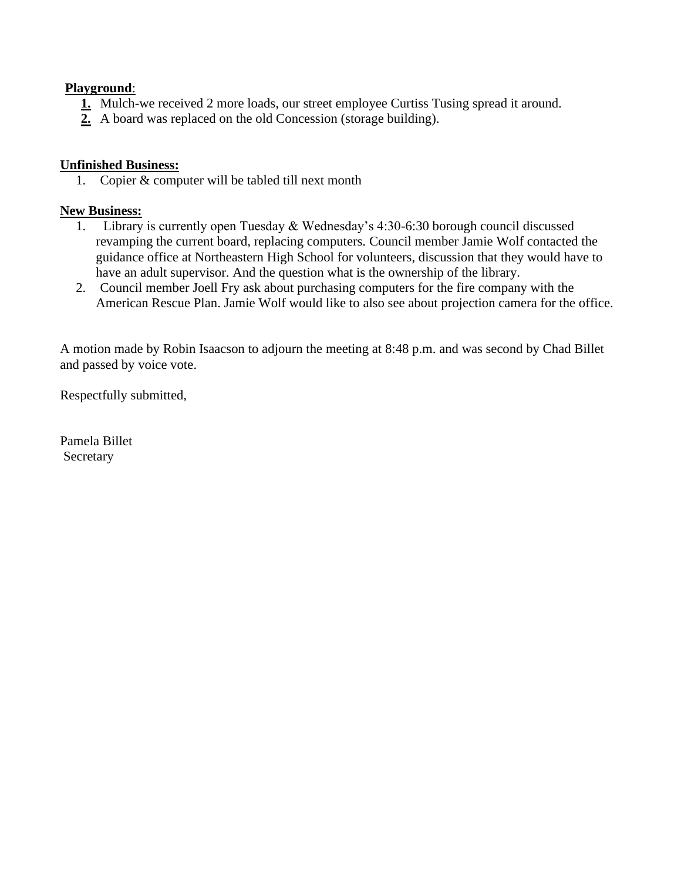**Playground**:

1. Mulch-we received 2 more loads, our street employee Curtiss Tusing spread it around.
2. A board was replaced on the old Concession (storage building).

**Unfinished Business:**

1. Copier & computer will be tabled till next month

**New Business:**

1. Library is currently open Tuesday & Wednesday's 4:30-6:30 borough council discussed revamping the current board, replacing computers. Council member Jamie Wolf contacted the guidance office at Northeastern High School for volunteers, discussion that they would have to have an adult supervisor. And the question what is the ownership of the library.
2. Council member Joell Fry ask about purchasing computers for the fire company with the American Rescue Plan. Jamie Wolf would like to also see about projection camera for the office.

A motion made by Robin Isaacson to adjourn the meeting at 8:48 p.m. and was second by Chad Billet and passed by voice vote.

Respectfully submitted,

Pamela Billet
Secretary